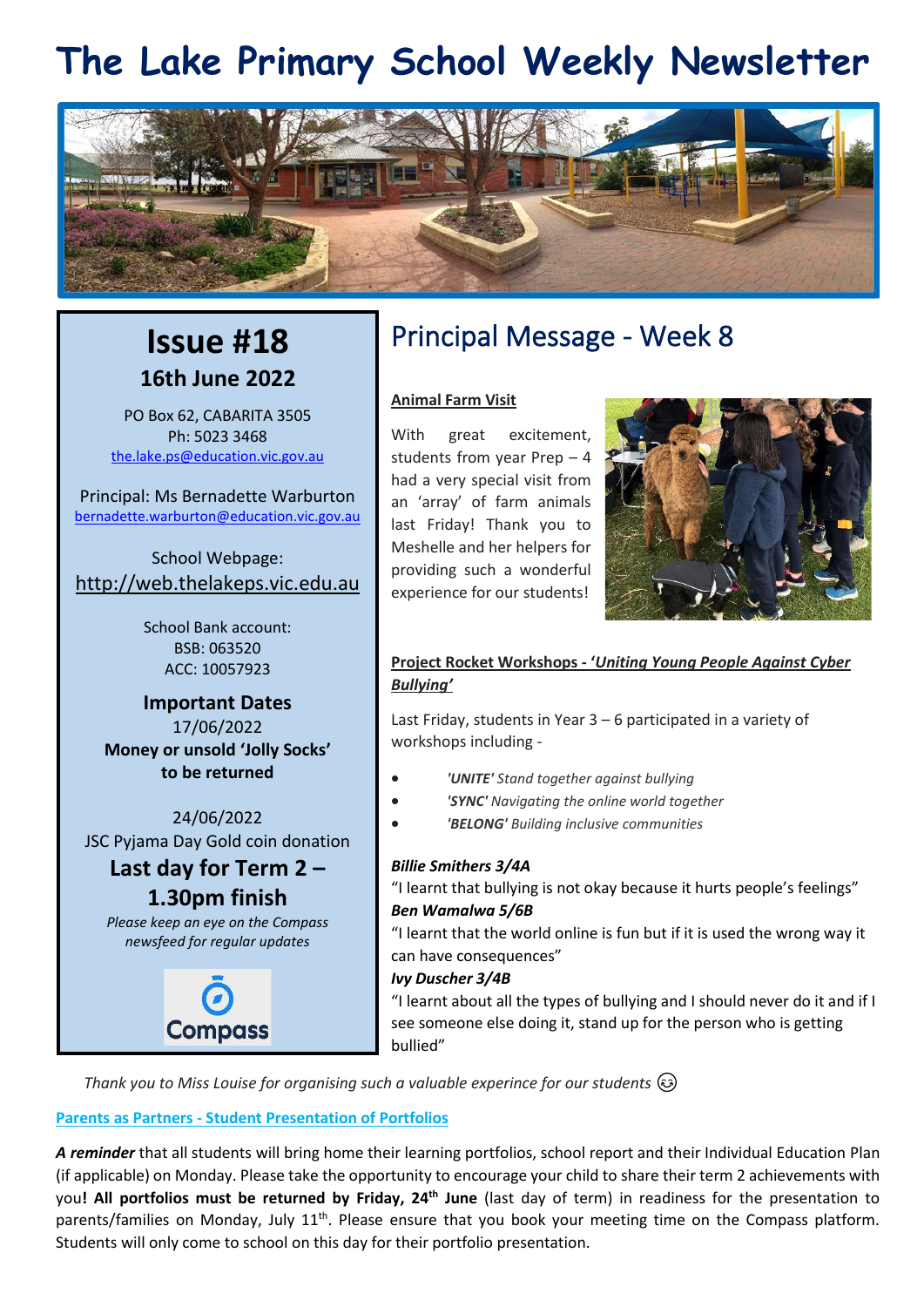# The Lake Primary School Weekly Newsletter

## Issue #18

**16th June 2022**

PO Box 62, CABARITA 3505
Ph: 5023 3468
the.lake.ps@education.vic.gov.au

Principal: Ms Bernadette Warburton
bernadette.warburton@education.vic.gov.au

School Webpage:
http://web.thelakeps.vic.edu.au

School Bank account:
BSB: 063520
ACC: 10057923

**Important Dates**

17/06/2022
**Money or unsold 'Jolly Socks' to be returned**

24/06/2022
JSC Pyjama Day Gold coin donation
**Last day for Term 2 – 1.30pm finish**

*Please keep an eye on the Compass newsfeed for regular updates*

Compass

# Principal Message - Week 8

**Animal Farm Visit**

With great excitement, students from year Prep – 4 had a very special visit from an 'array' of farm animals last Friday! Thank you to Meshelle and her helpers for providing such a wonderful experience for our students!

**Project Rocket Workshops - '*Uniting Young People Against Cyber Bullying'***

Last Friday, students in Year 3 – 6 participated in a variety of workshops including -

- ***'UNITE'*** *Stand together against bullying*
- ***'SYNC'*** *Navigating the online world together*
- ***'BELONG'*** *Building inclusive communities*

***Billie Smithers 3/4A***
"I learnt that bullying is not okay because it hurts people's feelings"
***Ben Wamalwa 5/6B***
"I learnt that the world online is fun but if it is used the wrong way it can have consequences"
***Ivy Duscher 3/4B***
"I learnt about all the types of bullying and I should never do it and if I see someone else doing it, stand up for the person who is getting bullied"

*Thank you to Miss Louise for organising such a valuable experince for our students* 😉

**Parents as Partners - Student Presentation of Portfolios**

***A reminder*** that all students will bring home their learning portfolios, school report and their Individual Education Plan (if applicable) on Monday. Please take the opportunity to encourage your child to share their term 2 achievements with you**! All portfolios must be returned by Friday, 24th June** (last day of term) in readiness for the presentation to parents/families on Monday, July 11th. Please ensure that you book your meeting time on the Compass platform. Students will only come to school on this day for their portfolio presentation.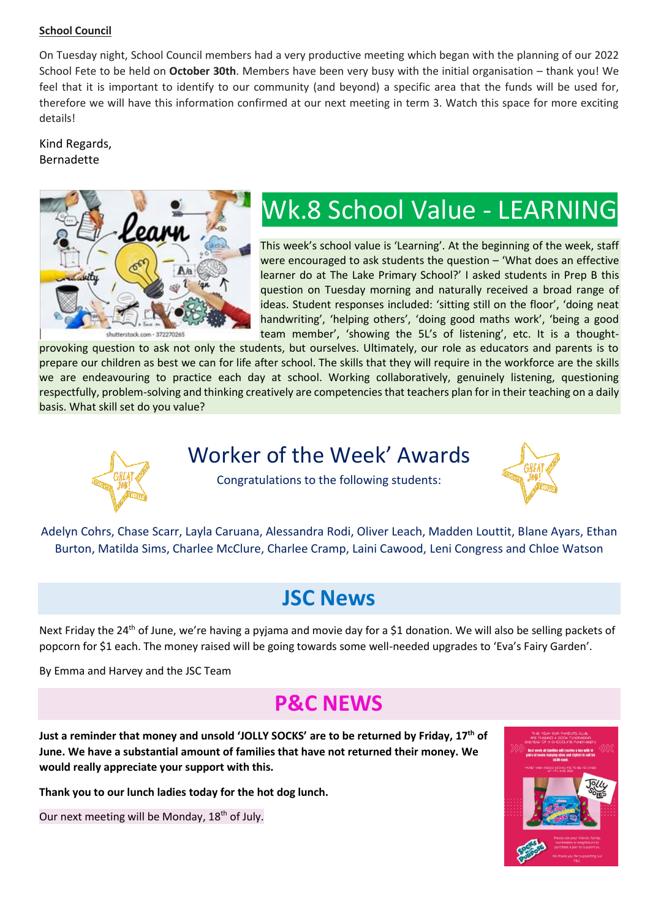**School Council**

On Tuesday night, School Council members had a very productive meeting which began with the planning of our 2022 School Fete to be held on **October 30th**. Members have been very busy with the initial organisation – thank you! We feel that it is important to identify to our community (and beyond) a specific area that the funds will be used for, therefore we will have this information confirmed at our next meeting in term 3. Watch this space for more exciting details!

Kind Regards,
Bernadette

# Wk.8 School Value - LEARNING

This week's school value is 'Learning'. At the beginning of the week, staff were encouraged to ask students the question – 'What does an effective learner do at The Lake Primary School?' I asked students in Prep B this question on Tuesday morning and naturally received a broad range of ideas. Student responses included: 'sitting still on the floor', 'doing neat handwriting', 'helping others', 'doing good maths work', 'being a good team member', 'showing the 5L's of listening', etc. It is a thought-provoking question to ask not only the students, but ourselves. Ultimately, our role as educators and parents is to prepare our children as best we can for life after school. The skills that they will require in the workforce are the skills we are endeavouring to practice each day at school. Working collaboratively, genuinely listening, questioning respectfully, problem-solving and thinking creatively are competencies that teachers plan for in their teaching on a daily basis. What skill set do you value?

# Worker of the Week' Awards

Congratulations to the following students:

Adelyn Cohrs, Chase Scarr, Layla Caruana, Alessandra Rodi, Oliver Leach, Madden Louttit, Blane Ayars, Ethan Burton, Matilda Sims, Charlee McClure, Charlee Cramp, Laini Cawood, Leni Congress and Chloe Watson

# JSC News

Next Friday the 24th of June, we're having a pyjama and movie day for a $1 donation. We will also be selling packets of popcorn for $1 each. The money raised will be going towards some well-needed upgrades to 'Eva's Fairy Garden'.

By Emma and Harvey and the JSC Team

# P&C NEWS

**Just a reminder that money and unsold 'JOLLY SOCKS' are to be returned by Friday, 17th of June. We have a substantial amount of families that have not returned their money. We would really appreciate your support with this.**

**Thank you to our lunch ladies today for the hot dog lunch.**

Our next meeting will be Monday, 18th of July.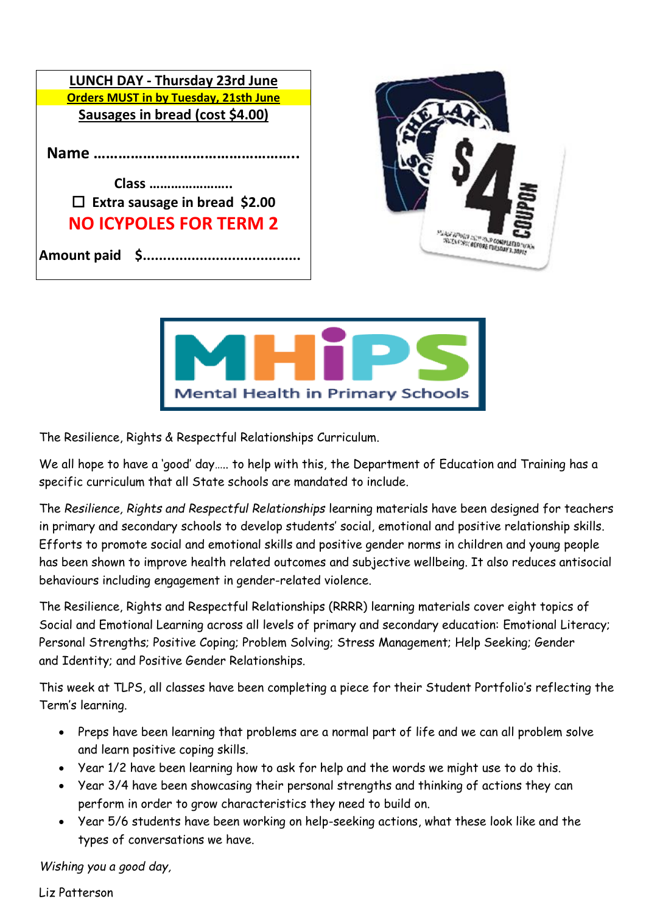**LUNCH DAY - Thursday 23rd June**

**Orders MUST in by Tuesday, 21sth June**

**Sausages in bread (cost $4.00)**

**Name …………………………………………..**

**Class …………………..**

☐ **Extra sausage in bread $2.00**

**NO ICYPOLES FOR TERM 2**

**Amount paid $....................................**

MHiPS

Mental Health in Primary Schools

The Resilience, Rights & Respectful Relationships Curriculum.

We all hope to have a 'good' day….. to help with this, the Department of Education and Training has a specific curriculum that all State schools are mandated to include.

The *Resilience, Rights and Respectful Relationships* learning materials have been designed for teachers in primary and secondary schools to develop students' social, emotional and positive relationship skills. Efforts to promote social and emotional skills and positive gender norms in children and young people has been shown to improve health related outcomes and subjective wellbeing. It also reduces antisocial behaviours including engagement in gender-related violence.

The Resilience, Rights and Respectful Relationships (RRRR) learning materials cover eight topics of Social and Emotional Learning across all levels of primary and secondary education: Emotional Literacy; Personal Strengths; Positive Coping; Problem Solving; Stress Management; Help Seeking; Gender and Identity; and Positive Gender Relationships.

This week at TLPS, all classes have been completing a piece for their Student Portfolio's reflecting the Term's learning.

- Preps have been learning that problems are a normal part of life and we can all problem solve and learn positive coping skills.
- Year 1/2 have been learning how to ask for help and the words we might use to do this.
- Year 3/4 have been showcasing their personal strengths and thinking of actions they can perform in order to grow characteristics they need to build on.
- Year 5/6 students have been working on help-seeking actions, what these look like and the types of conversations we have.

*Wishing you a good day,*

Liz Patterson